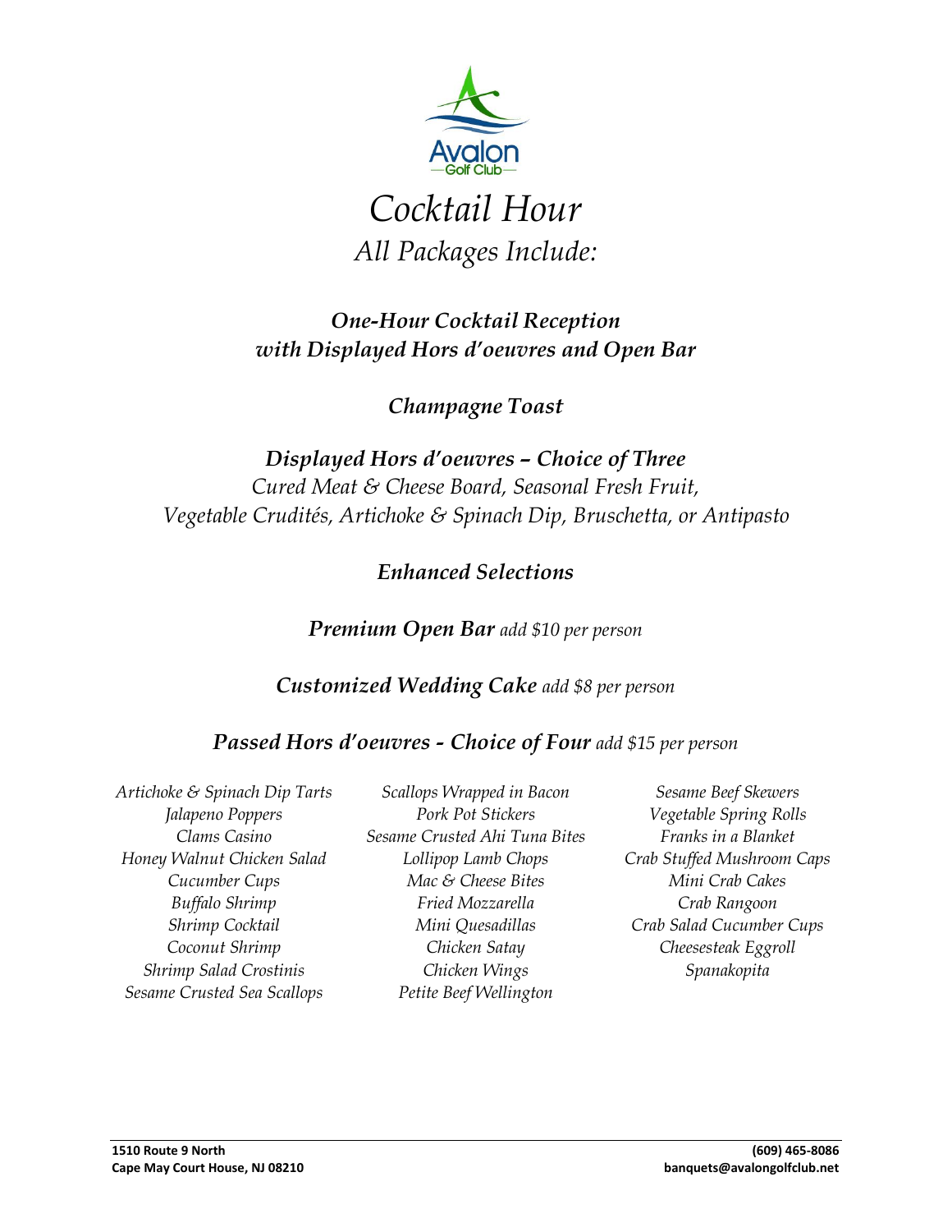Avalon Golf Club

# *Cocktail Hour*

## *All Packages Include:*

***One-Hour Cocktail Reception with Displayed Hors d'oeuvres and Open Bar***

***Champagne Toast***

***Displayed Hors d'oeuvres – Choice of Three***

*Cured Meat & Cheese Board, Seasonal Fresh Fruit, Vegetable Crudités, Artichoke & Spinach Dip, Bruschetta, or Antipasto*

## ***Enhanced Selections***

***Premium Open Bar*** *add $10 per person*

***Customized Wedding Cake*** *add $8 per person*

***Passed Hors d'oeuvres - Choice of Four*** *add $15 per person*

*Artichoke & Spinach Dip Tarts*
*Jalapeno Poppers*
*Clams Casino*
*Honey Walnut Chicken Salad*
*Cucumber Cups*
*Buffalo Shrimp*
*Shrimp Cocktail*
*Coconut Shrimp*
*Shrimp Salad Crostinis*
*Sesame Crusted Sea Scallops*
*Scallops Wrapped in Bacon*
*Pork Pot Stickers*
*Sesame Crusted Ahi Tuna Bites*
*Lollipop Lamb Chops*
*Mac & Cheese Bites*
*Fried Mozzarella*
*Mini Quesadillas*
*Chicken Satay*
*Chicken Wings*
*Petite Beef Wellington*
*Sesame Beef Skewers*
*Vegetable Spring Rolls*
*Franks in a Blanket*
*Crab Stuffed Mushroom Caps*
*Mini Crab Cakes*
*Crab Rangoon*
*Crab Salad Cucumber Cups*
*Cheesesteak Eggroll*
*Spanakopita*

**1510 Route 9 North**
**Cape May Court House, NJ 08210**

**(609) 465-8086**
**banquets@avalongolfclub.net**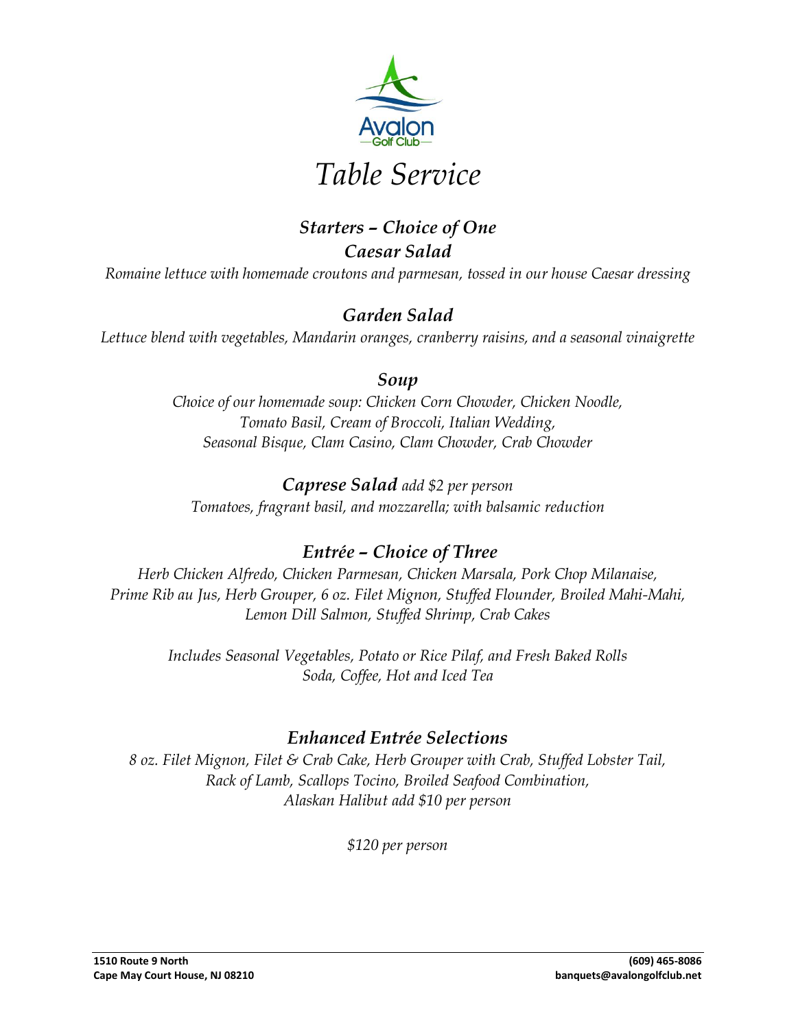# *Table Service*

## *Starters – Choice of One*

### *Caesar Salad*

*Romaine lettuce with homemade croutons and parmesan, tossed in our house Caesar dressing*

### *Garden Salad*

*Lettuce blend with vegetables, Mandarin oranges, cranberry raisins, and a seasonal vinaigrette*

### *Soup*

*Choice of our homemade soup: Chicken Corn Chowder, Chicken Noodle, Tomato Basil, Cream of Broccoli, Italian Wedding, Seasonal Bisque, Clam Casino, Clam Chowder, Crab Chowder*

### *Caprese Salad* *add $2 per person*

*Tomatoes, fragrant basil, and mozzarella; with balsamic reduction*

## *Entrée – Choice of Three*

*Herb Chicken Alfredo, Chicken Parmesan, Chicken Marsala, Pork Chop Milanaise, Prime Rib au Jus, Herb Grouper, 6 oz. Filet Mignon, Stuffed Flounder, Broiled Mahi-Mahi, Lemon Dill Salmon, Stuffed Shrimp, Crab Cakes*

*Includes Seasonal Vegetables, Potato or Rice Pilaf, and Fresh Baked Rolls*
*Soda, Coffee, Hot and Iced Tea*

## *Enhanced Entrée Selections*

*8 oz. Filet Mignon, Filet & Crab Cake, Herb Grouper with Crab, Stuffed Lobster Tail, Rack of Lamb, Scallops Tocino, Broiled Seafood Combination, Alaskan Halibut add $10 per person*

*$120 per person*

**1510 Route 9 North**
**Cape May Court House, NJ 08210**

**(609) 465-8086**
**banquets@avalongolfclub.net**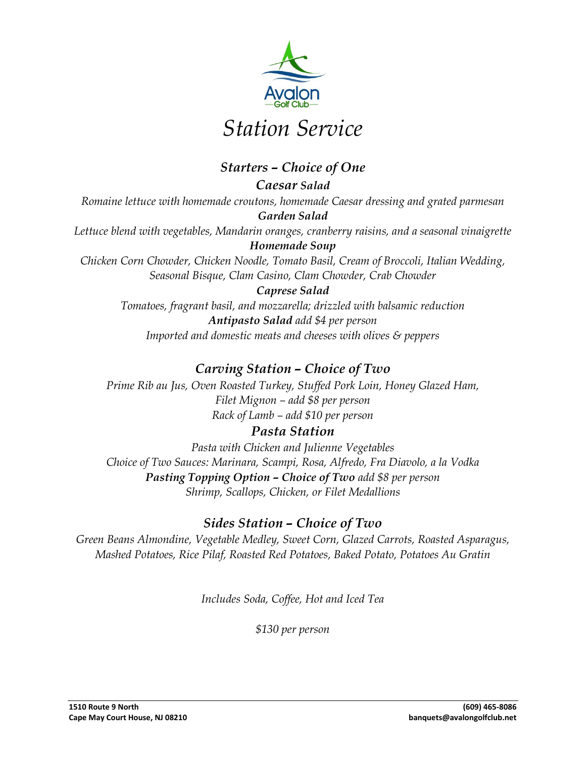Avalon Golf Club

# *Station Service*

## *Starters – Choice of One*

***Caesar Salad***

*Romaine lettuce with homemade croutons, homemade Caesar dressing and grated parmesan*

***Garden Salad***

*Lettuce blend with vegetables, Mandarin oranges, cranberry raisins, and a seasonal vinaigrette*

***Homemade Soup***

*Chicken Corn Chowder, Chicken Noodle, Tomato Basil, Cream of Broccoli, Italian Wedding, Seasonal Bisque, Clam Casino, Clam Chowder, Crab Chowder*

***Caprese Salad***

*Tomatoes, fragrant basil, and mozzarella; drizzled with balsamic reduction*

***Antipasto Salad** add $4 per person*

*Imported and domestic meats and cheeses with olives & peppers*

## *Carving Station – Choice of Two*

*Prime Rib au Jus, Oven Roasted Turkey, Stuffed Pork Loin, Honey Glazed Ham,*

*Filet Mignon – add $8 per person*

*Rack of Lamb – add $10 per person*

## *Pasta Station*

*Pasta with Chicken and Julienne Vegetables*

*Choice of Two Sauces: Marinara, Scampi, Rosa, Alfredo, Fra Diavolo, a la Vodka*

***Pasting Topping Option – Choice of Two** add $8 per person*

*Shrimp, Scallops, Chicken, or Filet Medallions*

## *Sides Station – Choice of Two*

*Green Beans Almondine, Vegetable Medley, Sweet Corn, Glazed Carrots, Roasted Asparagus, Mashed Potatoes, Rice Pilaf, Roasted Red Potatoes, Baked Potato, Potatoes Au Gratin*

*Includes Soda, Coffee, Hot and Iced Tea*

*$130 per person*

**1510 Route 9 North**
**Cape May Court House, NJ 08210**

**(609) 465-8086**
**banquets@avalongolfclub.net**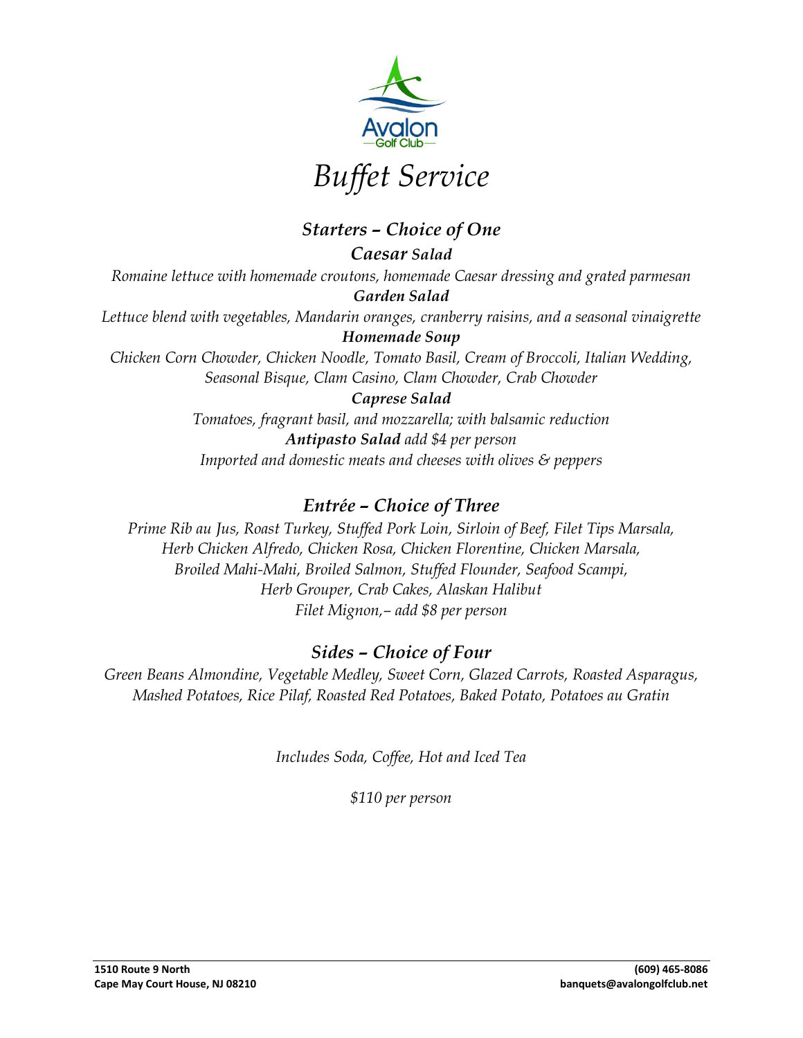Avalon
—Golf Club—

# *Buffet Service*

## ***Starters – Choice of One***

***Caesar Salad***

*Romaine lettuce with homemade croutons, homemade Caesar dressing and grated parmesan*

***Garden Salad***

*Lettuce blend with vegetables, Mandarin oranges, cranberry raisins, and a seasonal vinaigrette*

***Homemade Soup***

*Chicken Corn Chowder, Chicken Noodle, Tomato Basil, Cream of Broccoli, Italian Wedding, Seasonal Bisque, Clam Casino, Clam Chowder, Crab Chowder*

***Caprese Salad***

*Tomatoes, fragrant basil, and mozzarella; with balsamic reduction*

***Antipasto Salad*** *add $4 per person*

*Imported and domestic meats and cheeses with olives & peppers*

## *Entrée – Choice of Three*

*Prime Rib au Jus, Roast Turkey, Stuffed Pork Loin, Sirloin of Beef, Filet Tips Marsala, Herb Chicken Alfredo, Chicken Rosa, Chicken Florentine, Chicken Marsala, Broiled Mahi-Mahi, Broiled Salmon, Stuffed Flounder, Seafood Scampi, Herb Grouper, Crab Cakes, Alaskan Halibut*

*Filet Mignon,– add $8 per person*

## *Sides – Choice of Four*

*Green Beans Almondine, Vegetable Medley, Sweet Corn, Glazed Carrots, Roasted Asparagus, Mashed Potatoes, Rice Pilaf, Roasted Red Potatoes, Baked Potato, Potatoes au Gratin*

*Includes Soda, Coffee, Hot and Iced Tea*

*$110 per person*

**1510 Route 9 North**
**Cape May Court House, NJ 08210**

**(609) 465-8086**
**banquets@avalongolfclub.net**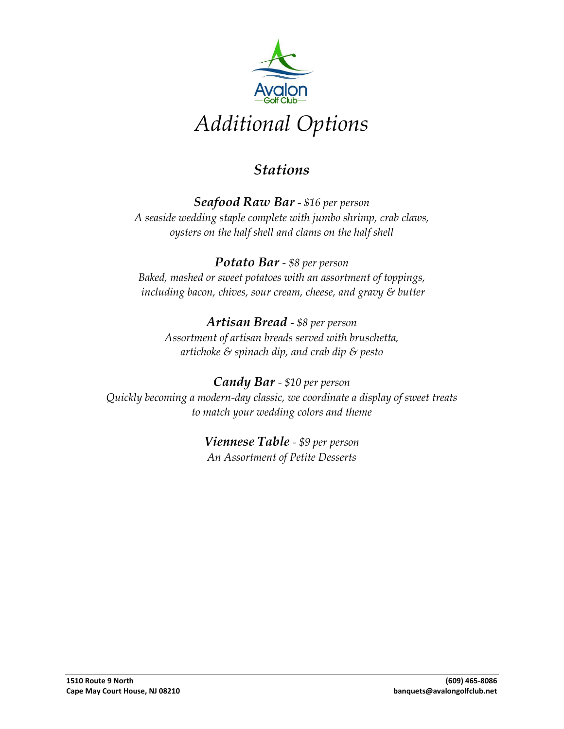# *Additional Options*

## *Stations*

***Seafood Raw Bar** - $16 per person*

*A seaside wedding staple complete with jumbo shrimp, crab claws, oysters on the half shell and clams on the half shell*

***Potato Bar** - $8 per person*

*Baked, mashed or sweet potatoes with an assortment of toppings, including bacon, chives, sour cream, cheese, and gravy & butter*

***Artisan Bread** - $8 per person*

*Assortment of artisan breads served with bruschetta, artichoke & spinach dip, and crab dip & pesto*

***Candy Bar** - $10 per person*

*Quickly becoming a modern-day classic, we coordinate a display of sweet treats to match your wedding colors and theme*

***Viennese Table** - $9 per person*

*An Assortment of Petite Desserts*

**1510 Route 9 North**
**Cape May Court House, NJ 08210**

**(609) 465-8086**
**banquets@avalongolfclub.net**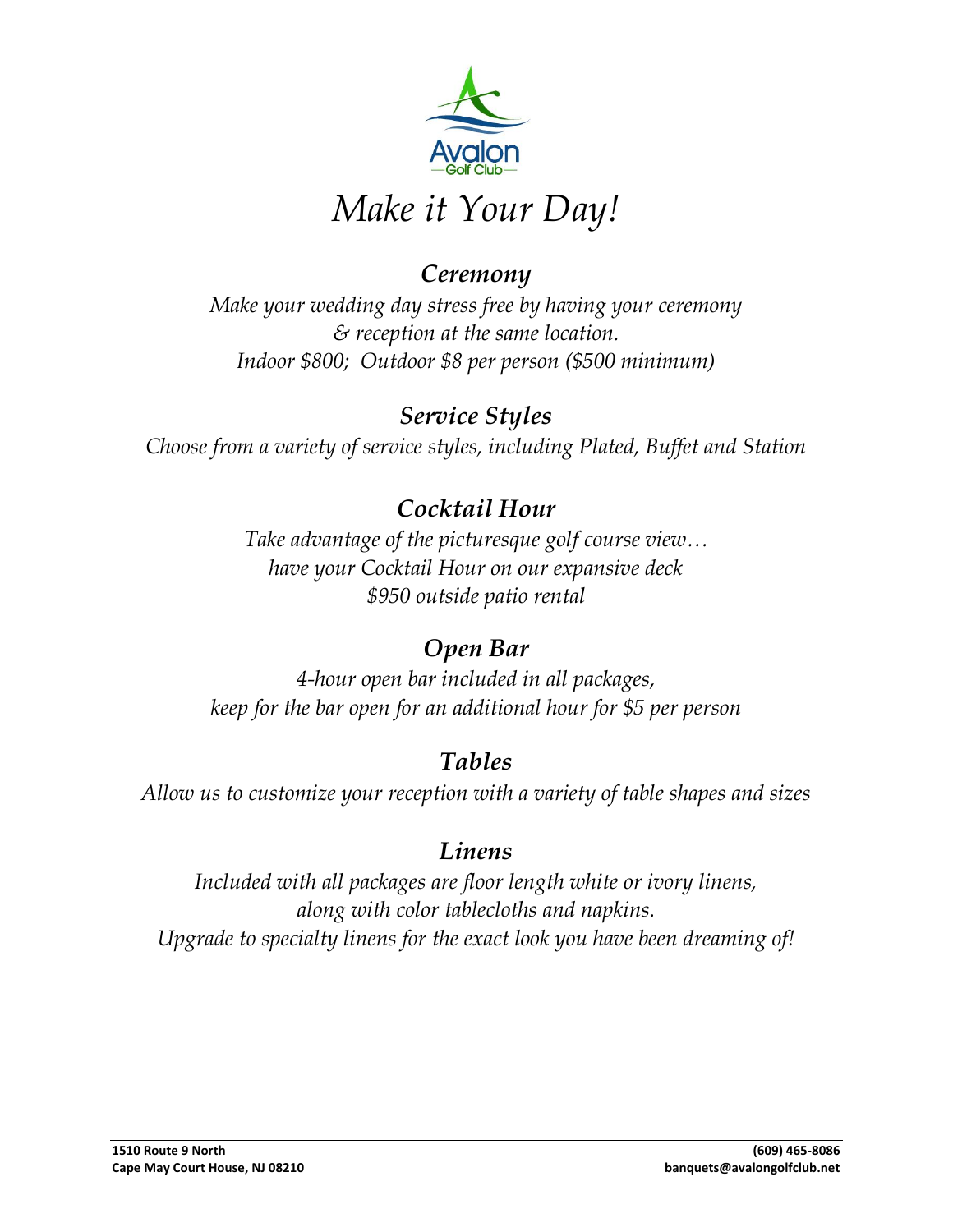Avalon
Golf Club

# *Make it Your Day!*

## *Ceremony*

*Make your wedding day stress free by having your ceremony & reception at the same location.*
*Indoor $800; Outdoor $8 per person ($500 minimum)*

## *Service Styles*

*Choose from a variety of service styles, including Plated, Buffet and Station*

## *Cocktail Hour*

*Take advantage of the picturesque golf course view… have your Cocktail Hour on our expansive deck*
*$950 outside patio rental*

## *Open Bar*

*4-hour open bar included in all packages, keep for the bar open for an additional hour for $5 per person*

## *Tables*

*Allow us to customize your reception with a variety of table shapes and sizes*

## *Linens*

*Included with all packages are floor length white or ivory linens, along with color tablecloths and napkins.*
*Upgrade to specialty linens for the exact look you have been dreaming of!*

**1510 Route 9 North**
**Cape May Court House, NJ 08210**

**(609) 465-8086**
**banquets@avalongolfclub.net**